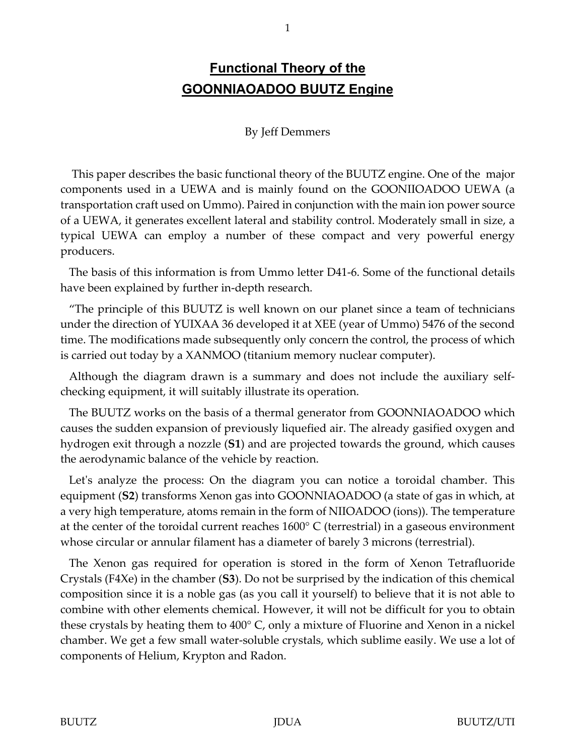# Functional Theory of the GOONNIAOADOO BUUTZ Engine

By Jeff Demmers

This paper describes the basic functional theory of the BUUTZ engine. One of the major components used in a UEWA and is mainly found on the GOONIIOADOO UEWA (a transportation craft used on Ummo). Paired in conjunction with the main ion power source of a UEWA, it generates excellent lateral and stability control. Moderately small in size, a typical UEWA can employ a number of these compact and very powerful energy producers.

The basis of this information is from Ummo letter D41-6. Some of the functional details have been explained by further in-depth research.

"The principle of this BUUTZ is well known on our planet since a team of technicians under the direction of YUIXAA 36 developed it at XEE (year of Ummo) 5476 of the second time. The modifications made subsequently only concern the control, the process of which is carried out today by a XANMOO (titanium memory nuclear computer).

Although the diagram drawn is a summary and does not include the auxiliary self-checking equipment, it will suitably illustrate its operation.

The BUUTZ works on the basis of a thermal generator from GOONNIAOADOO which causes the sudden expansion of previously liquefied air. The already gasified oxygen and hydrogen exit through a nozzle (**S1**) and are projected towards the ground, which causes the aerodynamic balance of the vehicle by reaction.

Let's analyze the process: On the diagram you can notice a toroidal chamber. This equipment (**S2**) transforms Xenon gas into GOONNIAOADOO (a state of gas in which, at a very high temperature, atoms remain in the form of NIIOADOO (ions)). The temperature at the center of the toroidal current reaches 1600° C (terrestrial) in a gaseous environment whose circular or annular filament has a diameter of barely 3 microns (terrestrial).

The Xenon gas required for operation is stored in the form of Xenon Tetrafluoride Crystals ($F_4Xe$) in the chamber (**S3**). Do not be surprised by the indication of this chemical composition since it is a noble gas (as you call it yourself) to believe that it is not able to combine with other elements chemical. However, it will not be difficult for you to obtain these crystals by heating them to 400° C, only a mixture of Fluorine and Xenon in a nickel chamber. We get a few small water-soluble crystals, which sublime easily. We use a lot of components of Helium, Krypton and Radon.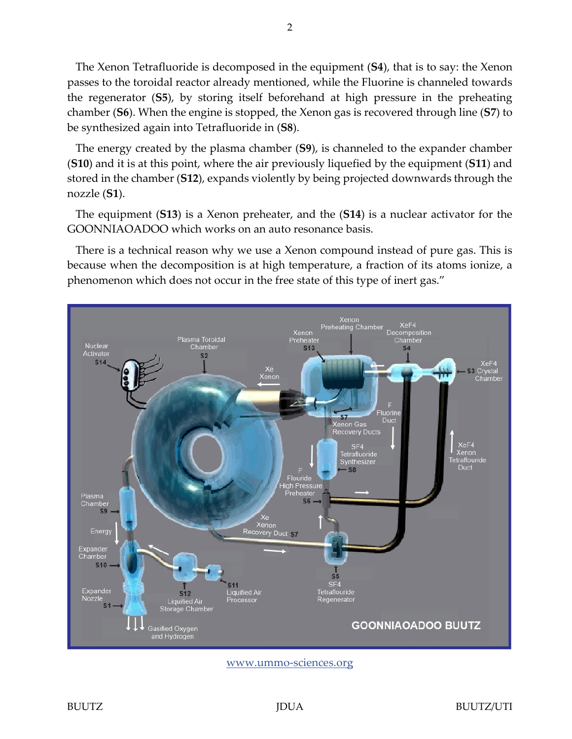The Xenon Tetrafluoride is decomposed in the equipment (**S4**), that is to say: the Xenon passes to the toroidal reactor already mentioned, while the Fluorine is channeled towards the regenerator (**S5**), by storing itself beforehand at high pressure in the preheating chamber (**S6**). When the engine is stopped, the Xenon gas is recovered through line (**S7**) to be synthesized again into Tetrafluoride in (**S8**).

The energy created by the plasma chamber (**S9**), is channeled to the expander chamber (**S10**) and it is at this point, where the air previously liquefied by the equipment (**S11**) and stored in the chamber (**S12**), expands violently by being projected downwards through the nozzle (**S1**).

The equipment (**S13**) is a Xenon preheater, and the (**S14**) is a nuclear activator for the GOONNIAOADOO which works on an auto resonance basis.

There is a technical reason why we use a Xenon compound instead of pure gas. This is because when the decomposition is at high temperature, a fraction of its atoms ionize, a phenomenon which does not occur in the free state of this type of inert gas."

Nuclear Activator S14

Plasma Toroidal Chamber S2

Xe Xenon

Xenon Preheater S13

Xenon Preheating Chamber

XeF4 Decomposition Chamber S4

XeF4 Crystal Chamber S3

F Fluorine Duct

S7 Xenon Gas Recovery Ducts

SF4 Tetrafluoride Synthesizer S8

XeF4 Xenon Tetraflouride Duct

F Flouride High Pressure Preheater S6

Plasma Chamber S9

Energy

Xe Xenon Recovery Duct S7

Expander Chamber S10

Expander Nozzle S1

S12 Liquified Air Storage Chamber

S11 Liquified Air Processor

S5 SF4 Tetraflouride Regenerator

Gasified Oxygen and Hydrogen

GOONNIAOADOO BUUTZ

www.ummo-sciences.org